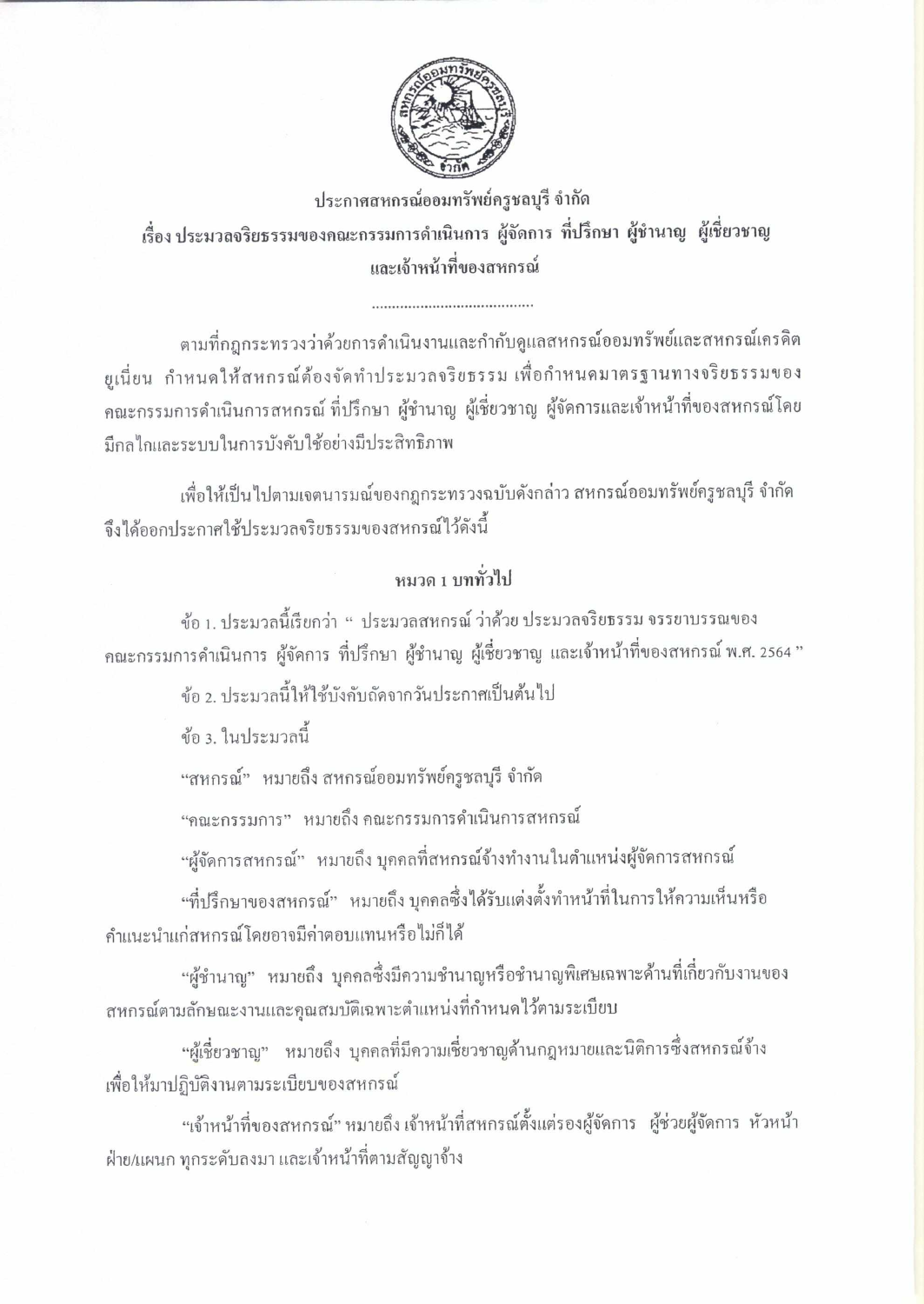**ประกาศสหกรณ์ออมทรัพย์ครูชลบุรี จำกัด**

**เรื่อง ประมวลจริยธรรมของคณะกรรมการดำเนินการ ผู้จัดการ ที่ปรึกษา ผู้ชำนาญ ผู้เชี่ยวชาญ และเจ้าหน้าที่ของสหกรณ์**

.......................................

ตามที่กฎกระทรวงว่าด้วยการดำเนินงานและกำกับดูแลสหกรณ์ออมทรัพย์และสหกรณ์เครดิตยูเนี่ยน กำหนดให้สหกรณ์ต้องจัดทำประมวลจริยธรรม เพื่อกำหนดมาตรฐานทางจริยธรรมของคณะกรรมการดำเนินการสหกรณ์ ที่ปรึกษา ผู้ชำนาญ ผู้เชี่ยวชาญ ผู้จัดการและเจ้าหน้าที่ของสหกรณ์โดยมีกลไกและระบบในการบังคับใช้อย่างมีประสิทธิภาพ

เพื่อให้เป็นไปตามเจตนารมณ์ของกฎกระทรวงฉบับดังกล่าว สหกรณ์ออมทรัพย์ครูชลบุรี จำกัด จึงได้ออกประกาศใช้ประมวลจริยธรรมของสหกรณ์ไว้ดังนี้

**หมวด 1 บททั่วไป**

ข้อ 1. ประมวลนี้เรียกว่า " ประมวลสหกรณ์ ว่าด้วย ประมวลจริยธรรม จรรยาบรรณของคณะกรรมการดำเนินการ ผู้จัดการ ที่ปรึกษา ผู้ชำนาญ ผู้เชี่ยวชาญ และเจ้าหน้าที่ของสหกรณ์ พ.ศ. 2564 "

ข้อ 2. ประมวลนี้ให้ใช้บังคับถัดจากวันประกาศเป็นต้นไป

ข้อ 3. ในประมวลนี้

"สหกรณ์" หมายถึง สหกรณ์ออมทรัพย์ครูชลบุรี จำกัด

"คณะกรรมการ" หมายถึง คณะกรรมการดำเนินการสหกรณ์

"ผู้จัดการสหกรณ์" หมายถึง บุคคลที่สหกรณ์จ้างทำงานในตำแหน่งผู้จัดการสหกรณ์

"ที่ปรึกษาของสหกรณ์" หมายถึง บุคคลซึ่งได้รับแต่งตั้งทำหน้าที่ในการให้ความเห็นหรือคำแนะนำแก่สหกรณ์โดยอาจมีค่าตอบแทนหรือไม่ก็ได้

"ผู้ชำนาญ" หมายถึง บุคคลซึ่งมีความชำนาญหรือชำนาญพิเศษเฉพาะด้านที่เกี่ยวกับงานของสหกรณ์ตามลักษณะงานและคุณสมบัติเฉพาะตำแหน่งที่กำหนดไว้ตามระเบียบ

"ผู้เชี่ยวชาญ" หมายถึง บุคคลที่มีความเชี่ยวชาญด้านกฎหมายและนิติการซึ่งสหกรณ์จ้างเพื่อให้มาปฏิบัติงานตามระเบียบของสหกรณ์

"เจ้าหน้าที่ของสหกรณ์" หมายถึง เจ้าหน้าที่สหกรณ์ตั้งแต่รองผู้จัดการ ผู้ช่วยผู้จัดการ หัวหน้าฝ่าย/แผนก ทุกระดับลงมา และเจ้าหน้าที่ตามสัญญาจ้าง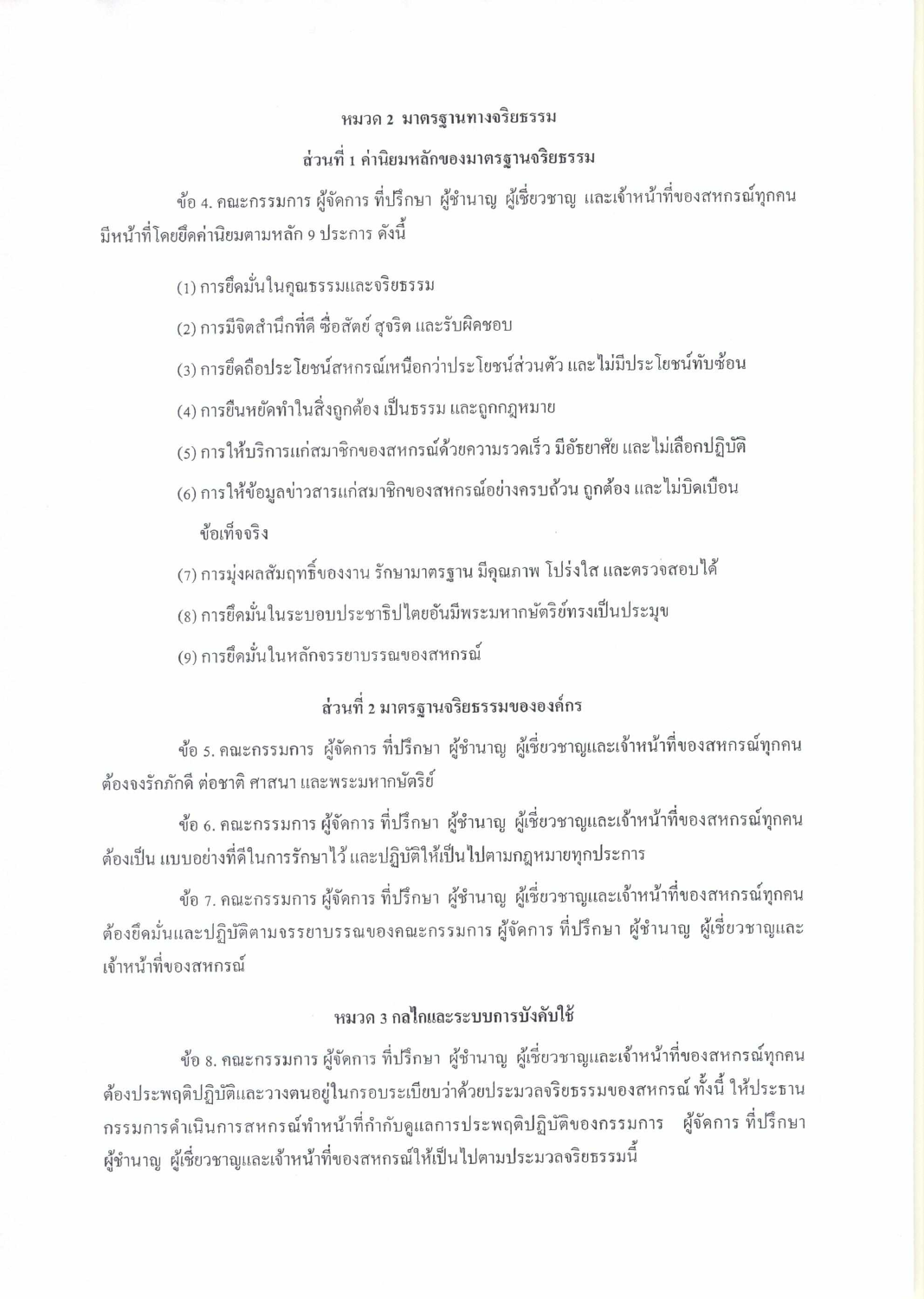## หมวด 2 มาตรฐานทางจริยธรรม

### ส่วนที่ 1 ค่านิยมหลักของมาตรฐานจริยธรรม

ข้อ 4. คณะกรรมการ ผู้จัดการ ที่ปรึกษา ผู้ชำนาญ ผู้เชี่ยวชาญ และเจ้าหน้าที่ของสหกรณ์ทุกคน มีหน้าที่โดยยึดค่านิยมตามหลัก 9 ประการ ดังนี้

(1) การยึดมั่นในคุณธรรมและจริยธรรม

(2) การมีจิตสำนึกที่ดี ซื่อสัตย์ สุจริต และรับผิดชอบ

(3) การยึดถือประโยชน์สหกรณ์เหนือกว่าประโยชน์ส่วนตัว และไม่มีประโยชน์ทับซ้อน

(4) การยืนหยัดทำในสิ่งถูกต้อง เป็นธรรม และถูกกฎหมาย

(5) การให้บริการแก่สมาชิกของสหกรณ์ด้วยความรวดเร็ว มีอัธยาศัย และไม่เลือกปฏิบัติ

(6) การให้ข้อมูลข่าวสารแก่สมาชิกของสหกรณ์อย่างครบถ้วน ถูกต้อง และไม่บิดเบือนข้อเท็จจริง

(7) การมุ่งผลสัมฤทธิ์ของงาน รักษามาตรฐาน มีคุณภาพ โปร่งใส และตรวจสอบได้

(8) การยึดมั่นในระบอบประชาธิปไตยอันมีพระมหากษัตริย์ทรงเป็นประมุข

(9) การยึดมั่นในหลักจรรยาบรรณของสหกรณ์

### ส่วนที่ 2 มาตรฐานจริยธรรมขององค์กร

ข้อ 5. คณะกรรมการ ผู้จัดการ ที่ปรึกษา ผู้ชำนาญ ผู้เชี่ยวชาญและเจ้าหน้าที่ของสหกรณ์ทุกคน ต้องจงรักภักดี ต่อชาติ ศาสนา และพระมหากษัตริย์

ข้อ 6. คณะกรรมการ ผู้จัดการ ที่ปรึกษา ผู้ชำนาญ ผู้เชี่ยวชาญและเจ้าหน้าที่ของสหกรณ์ทุกคน ต้องเป็น แบบอย่างที่ดีในการรักษาไว้ และปฏิบัติให้เป็นไปตามกฎหมายทุกประการ

ข้อ 7. คณะกรรมการ ผู้จัดการ ที่ปรึกษา ผู้ชำนาญ ผู้เชี่ยวชาญและเจ้าหน้าที่ของสหกรณ์ทุกคน ต้องยึดมั่นและปฏิบัติตามจรรยาบรรณของคณะกรรมการ ผู้จัดการ ที่ปรึกษา ผู้ชำนาญ ผู้เชี่ยวชาญและเจ้าหน้าที่ของสหกรณ์

## หมวด 3 กลไกและระบบการบังคับใช้

ข้อ 8. คณะกรรมการ ผู้จัดการ ที่ปรึกษา ผู้ชำนาญ ผู้เชี่ยวชาญและเจ้าหน้าที่ของสหกรณ์ทุกคน ต้องประพฤติปฏิบัติและวางตนอยู่ในกรอบระเบียบว่าด้วยประมวลจริยธรรมของสหกรณ์ ทั้งนี้ ให้ประธานกรรมการดำเนินการสหกรณ์ทำหน้าที่กำกับดูแลการประพฤติปฏิบัติของกรรมการ ผู้จัดการ ที่ปรึกษา ผู้ชำนาญ ผู้เชี่ยวชาญและเจ้าหน้าที่ของสหกรณ์ให้เป็นไปตามประมวลจริยธรรมนี้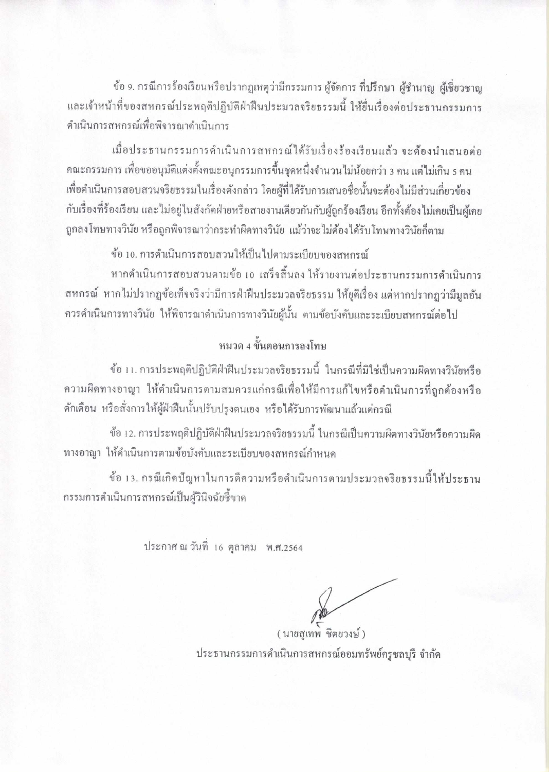ข้อ 9. กรณีการร้องเรียนหรือปรากฏเหตุว่ามีกรรมการ ผู้จัดการ ที่ปรึกษา ผู้ชำนาญ ผู้เชี่ยวชาญ และเจ้าหน้าที่ของสหกรณ์ประพฤติปฏิบัติฝ่าฝืนประมวลจริยธรรมนี้ ให้ยื่นเรื่องต่อประธานกรรมการดำเนินการสหกรณ์เพื่อพิจารณาดำเนินการ

เมื่อประธานกรรมการดำเนินการสหกรณ์ได้รับเรื่องร้องเรียนแล้ว จะต้องนำเสนอต่อคณะกรรมการ เพื่อขออนุมัติแต่งตั้งคณะอนุกรรมการขึ้นชุดหนึ่งจำนวนไม่น้อยกว่า 3 คน แต่ไม่เกิน 5 คน เพื่อดำเนินการสอบสวนจริยธรรมในเรื่องดังกล่าว โดยผู้ที่ได้รับการเสนอชื่อนั้นจะต้องไม่มีส่วนเกี่ยวข้องกับเรื่องที่ร้องเรียน และไม่อยู่ในสังกัดฝ่ายหรือสายงานเดียวกันกับผู้ถูกร้องเรียน อีกทั้งต้องไม่เคยเป็นผู้เคยถูกลงโทษทางวินัย หรือถูกพิจารณาว่ากระทำผิดทางวินัย แม้ว่าจะไม่ต้องได้รับโทษทางวินัยก็ตาม

ข้อ 10. การดำเนินการสอบสวนให้เป็นไปตามระเบียบของสหกรณ์

หากดำเนินการสอบสวนตามข้อ 10 เสร็จสิ้นลง ให้รายงานต่อประธานกรรมการดำเนินการสหกรณ์ หากไม่ปรากฏข้อเท็จจริงว่ามีการฝ่าฝืนประมวลจริยธรรม ให้ยุติเรื่อง แต่หากปรากฏว่ามีมูลอันควรดำเนินการทางวินัย ให้พิจารณาดำเนินการทางวินัยผู้นั้น ตามข้อบังคับและระเบียบสหกรณ์ต่อไป

## หมวด 4 ขั้นตอนการลงโทษ

ข้อ 11. การประพฤติปฏิบัติฝ่าฝืนประมวลจริยธรรมนี้ ในกรณีที่มิใช่เป็นความผิดทางวินัยหรือความผิดทางอาญา ให้ดำเนินการตามสมควรแก่กรณีเพื่อให้มีการแก้ไขหรือดำเนินการที่ถูกต้องหรือตักเตือน หรือสั่งการให้ผู้ฝ่าฝืนนั้นปรับปรุงตนเอง หรือได้รับการพัฒนาแล้วแต่กรณี

ข้อ 12. การประพฤติปฏิบัติฝ่าฝืนประมวลจริยธรรมนี้ ในกรณีเป็นความผิดทางวินัยหรือความผิดทางอาญา ให้ดำเนินการตามข้อบังคับและระเบียบของสหกรณ์กำหนด

ข้อ 13. กรณีเกิดปัญหาในการตีความหรือดำเนินการตามประมวลจริยธรรมนี้ให้ประธานกรรมการดำเนินการสหกรณ์เป็นผู้วินิจฉัยชี้ขาด

ประกาศ ณ วันที่ 16 ตุลาคม พ.ศ.2564

(นายสุเทพ ชิตยวงษ์)

ประธานกรรมการดำเนินการสหกรณ์ออมทรัพย์ครูชลบุรี จำกัด